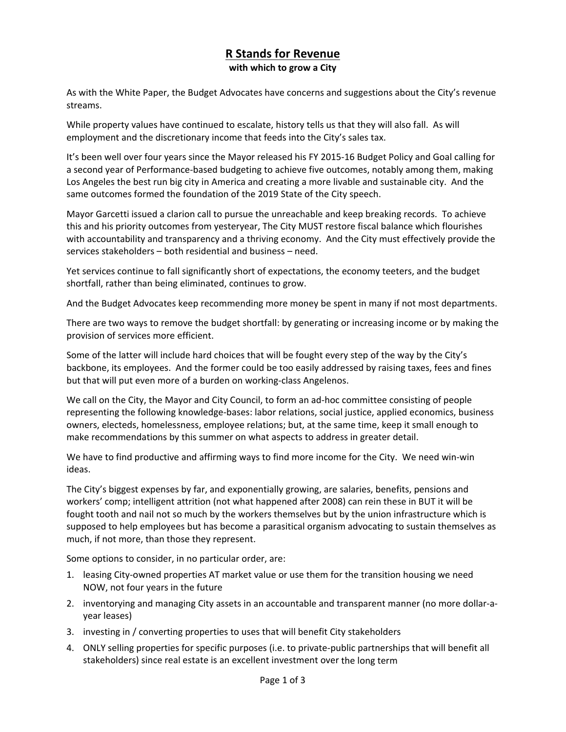# R Stands for Revenue

**with which to grow a City**

As with the White Paper, the Budget Advocates have concerns and suggestions about the City's revenue streams.

While property values have continued to escalate, history tells us that they will also fall. As will employment and the discretionary income that feeds into the City's sales tax.

It's been well over four years since the Mayor released his FY 2015-16 Budget Policy and Goal calling for a second year of Performance-based budgeting to achieve five outcomes, notably among them, making Los Angeles the best run big city in America and creating a more livable and sustainable city. And the same outcomes formed the foundation of the 2019 State of the City speech.

Mayor Garcetti issued a clarion call to pursue the unreachable and keep breaking records. To achieve this and his priority outcomes from yesteryear, The City MUST restore fiscal balance which flourishes with accountability and transparency and a thriving economy. And the City must effectively provide the services stakeholders – both residential and business – need.

Yet services continue to fall significantly short of expectations, the economy teeters, and the budget shortfall, rather than being eliminated, continues to grow.

And the Budget Advocates keep recommending more money be spent in many if not most departments.

There are two ways to remove the budget shortfall: by generating or increasing income or by making the provision of services more efficient.

Some of the latter will include hard choices that will be fought every step of the way by the City's backbone, its employees. And the former could be too easily addressed by raising taxes, fees and fines but that will put even more of a burden on working-class Angelenos.

We call on the City, the Mayor and City Council, to form an ad-hoc committee consisting of people representing the following knowledge-bases: labor relations, social justice, applied economics, business owners, electeds, homelessness, employee relations; but, at the same time, keep it small enough to make recommendations by this summer on what aspects to address in greater detail.

We have to find productive and affirming ways to find more income for the City. We need win-win ideas.

The City's biggest expenses by far, and exponentially growing, are salaries, benefits, pensions and workers' comp; intelligent attrition (not what happened after 2008) can rein these in BUT it will be fought tooth and nail not so much by the workers themselves but by the union infrastructure which is supposed to help employees but has become a parasitical organism advocating to sustain themselves as much, if not more, than those they represent.

Some options to consider, in no particular order, are:

1. leasing City-owned properties AT market value or use them for the transition housing we need NOW, not four years in the future
2. inventorying and managing City assets in an accountable and transparent manner (no more dollar-a-year leases)
3. investing in / converting properties to uses that will benefit City stakeholders
4. ONLY selling properties for specific purposes (i.e. to private-public partnerships that will benefit all stakeholders) since real estate is an excellent investment over the long term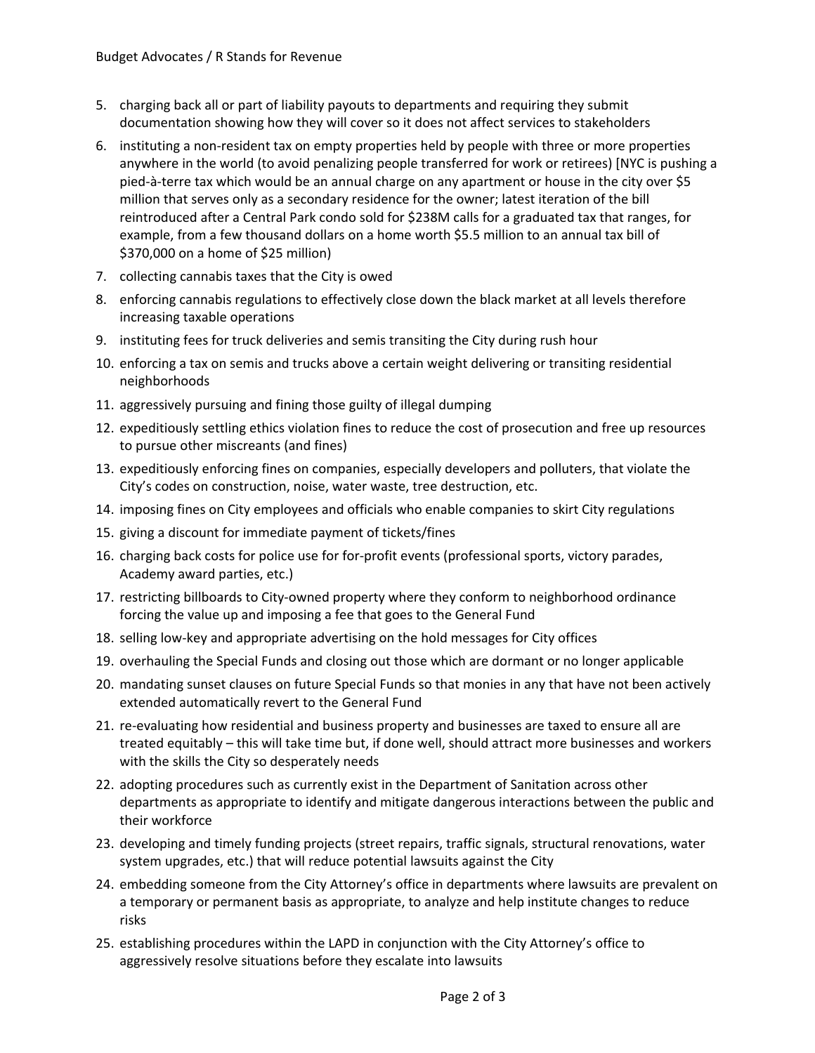5. charging back all or part of liability payouts to departments and requiring they submit documentation showing how they will cover so it does not affect services to stakeholders
6. instituting a non-resident tax on empty properties held by people with three or more properties anywhere in the world (to avoid penalizing people transferred for work or retirees) [NYC is pushing a pied-à-terre tax which would be an annual charge on any apartment or house in the city over $5 million that serves only as a secondary residence for the owner; latest iteration of the bill reintroduced after a Central Park condo sold for $238M calls for a graduated tax that ranges, for example, from a few thousand dollars on a home worth $5.5 million to an annual tax bill of $370,000 on a home of $25 million)
7. collecting cannabis taxes that the City is owed
8. enforcing cannabis regulations to effectively close down the black market at all levels therefore increasing taxable operations
9. instituting fees for truck deliveries and semis transiting the City during rush hour
10. enforcing a tax on semis and trucks above a certain weight delivering or transiting residential neighborhoods
11. aggressively pursuing and fining those guilty of illegal dumping
12. expeditiously settling ethics violation fines to reduce the cost of prosecution and free up resources to pursue other miscreants (and fines)
13. expeditiously enforcing fines on companies, especially developers and polluters, that violate the City's codes on construction, noise, water waste, tree destruction, etc.
14. imposing fines on City employees and officials who enable companies to skirt City regulations
15. giving a discount for immediate payment of tickets/fines
16. charging back costs for police use for for-profit events (professional sports, victory parades, Academy award parties, etc.)
17. restricting billboards to City-owned property where they conform to neighborhood ordinance forcing the value up and imposing a fee that goes to the General Fund
18. selling low-key and appropriate advertising on the hold messages for City offices
19. overhauling the Special Funds and closing out those which are dormant or no longer applicable
20. mandating sunset clauses on future Special Funds so that monies in any that have not been actively extended automatically revert to the General Fund
21. re-evaluating how residential and business property and businesses are taxed to ensure all are treated equitably – this will take time but, if done well, should attract more businesses and workers with the skills the City so desperately needs
22. adopting procedures such as currently exist in the Department of Sanitation across other departments as appropriate to identify and mitigate dangerous interactions between the public and their workforce
23. developing and timely funding projects (street repairs, traffic signals, structural renovations, water system upgrades, etc.) that will reduce potential lawsuits against the City
24. embedding someone from the City Attorney's office in departments where lawsuits are prevalent on a temporary or permanent basis as appropriate, to analyze and help institute changes to reduce risks
25. establishing procedures within the LAPD in conjunction with the City Attorney's office to aggressively resolve situations before they escalate into lawsuits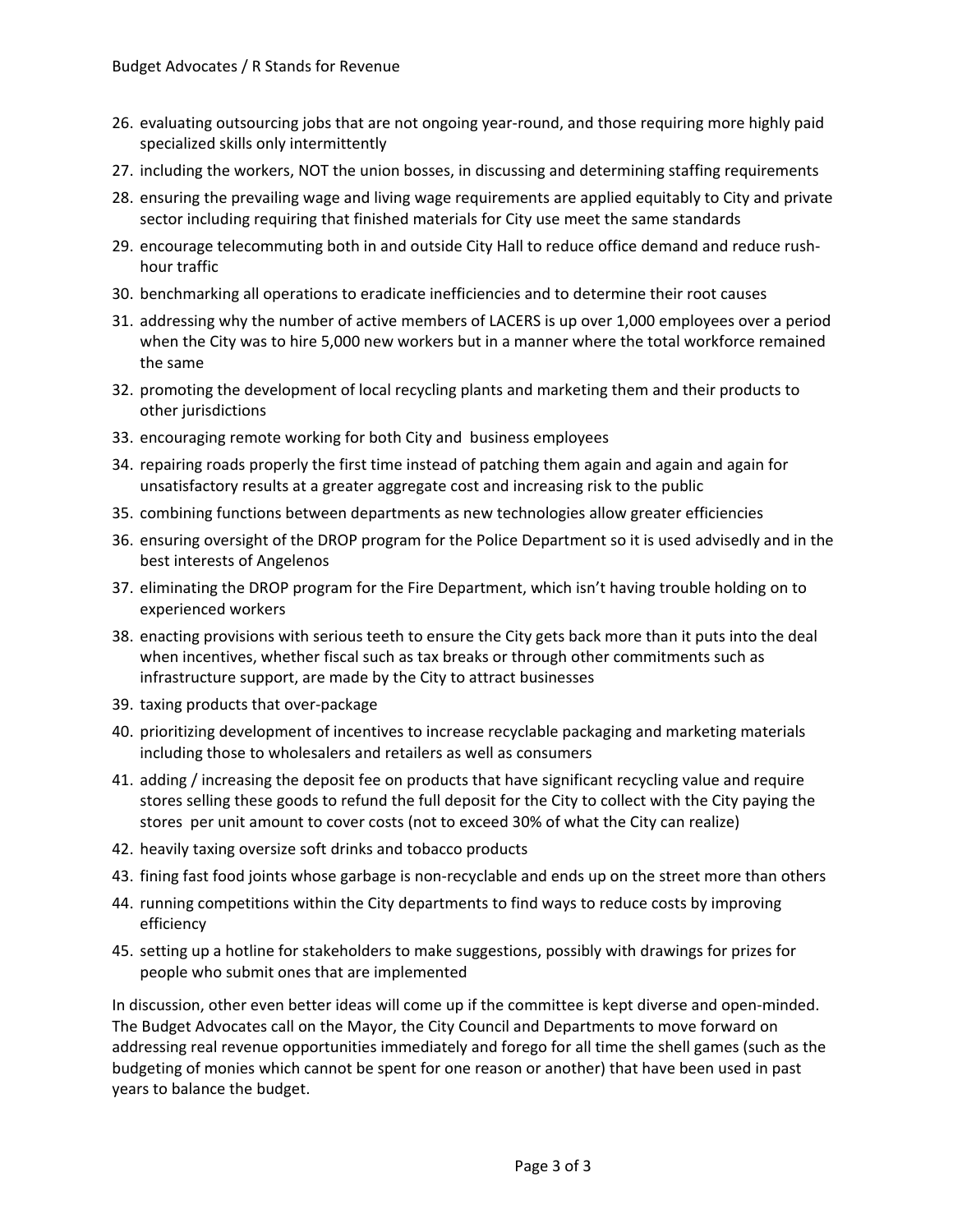26. evaluating outsourcing jobs that are not ongoing year-round, and those requiring more highly paid specialized skills only intermittently
27. including the workers, NOT the union bosses, in discussing and determining staffing requirements
28. ensuring the prevailing wage and living wage requirements are applied equitably to City and private sector including requiring that finished materials for City use meet the same standards
29. encourage telecommuting both in and outside City Hall to reduce office demand and reduce rush-hour traffic
30. benchmarking all operations to eradicate inefficiencies and to determine their root causes
31. addressing why the number of active members of LACERS is up over 1,000 employees over a period when the City was to hire 5,000 new workers but in a manner where the total workforce remained the same
32. promoting the development of local recycling plants and marketing them and their products to other jurisdictions
33. encouraging remote working for both City and business employees
34. repairing roads properly the first time instead of patching them again and again and again for unsatisfactory results at a greater aggregate cost and increasing risk to the public
35. combining functions between departments as new technologies allow greater efficiencies
36. ensuring oversight of the DROP program for the Police Department so it is used advisedly and in the best interests of Angelenos
37. eliminating the DROP program for the Fire Department, which isn't having trouble holding on to experienced workers
38. enacting provisions with serious teeth to ensure the City gets back more than it puts into the deal when incentives, whether fiscal such as tax breaks or through other commitments such as infrastructure support, are made by the City to attract businesses
39. taxing products that over-package
40. prioritizing development of incentives to increase recyclable packaging and marketing materials including those to wholesalers and retailers as well as consumers
41. adding / increasing the deposit fee on products that have significant recycling value and require stores selling these goods to refund the full deposit for the City to collect with the City paying the stores per unit amount to cover costs (not to exceed 30% of what the City can realize)
42. heavily taxing oversize soft drinks and tobacco products
43. fining fast food joints whose garbage is non-recyclable and ends up on the street more than others
44. running competitions within the City departments to find ways to reduce costs by improving efficiency
45. setting up a hotline for stakeholders to make suggestions, possibly with drawings for prizes for people who submit ones that are implemented

In discussion, other even better ideas will come up if the committee is kept diverse and open-minded. The Budget Advocates call on the Mayor, the City Council and Departments to move forward on addressing real revenue opportunities immediately and forego for all time the shell games (such as the budgeting of monies which cannot be spent for one reason or another) that have been used in past years to balance the budget.